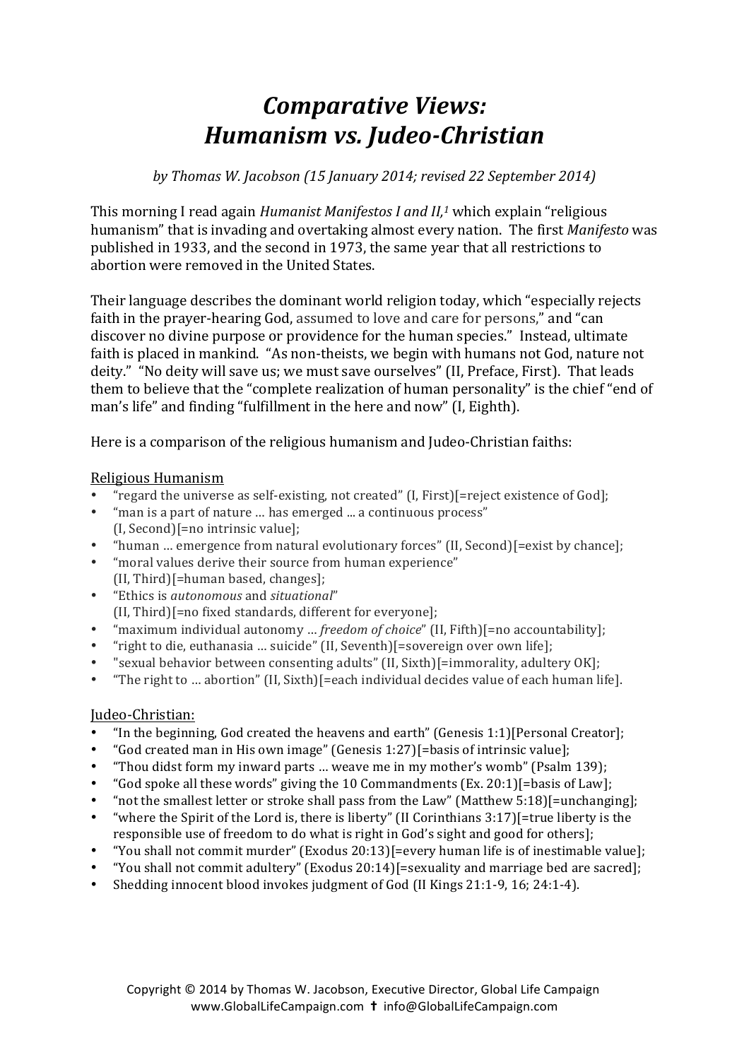# *Comparative Views: Humanism vs. Judeo-Christian*

*by Thomas W. Jacobson (15 January 2014; revised 22 September 2014)*

This morning I read again *Humanist Manifestos I and II,*[1] which explain "religious humanism" that is invading and overtaking almost every nation. The first *Manifesto* was published in 1933, and the second in 1973, the same year that all restrictions to abortion were removed in the United States.

Their language describes the dominant world religion today, which "especially rejects faith in the prayer-hearing God, assumed to love and care for persons," and "can discover no divine purpose or providence for the human species." Instead, ultimate faith is placed in mankind. "As non-theists, we begin with humans not God, nature not deity." "No deity will save us; we must save ourselves" (II, Preface, First). That leads them to believe that the "complete realization of human personality" is the chief "end of man's life" and finding "fulfillment in the here and now" (I, Eighth).

Here is a comparison of the religious humanism and Judeo-Christian faiths:

<u>Religious Humanism</u>

- "regard the universe as self-existing, not created" (I, First)[=reject existence of God];
- "man is a part of nature … has emerged ... a continuous process" (I, Second)[=no intrinsic value];
- "human … emergence from natural evolutionary forces" (II, Second)[=exist by chance];
- "moral values derive their source from human experience" (II, Third)[=human based, changes];
- "Ethics is *autonomous* and *situational*" (II, Third)[=no fixed standards, different for everyone];
- "maximum individual autonomy … *freedom of choice*" (II, Fifth)[=no accountability];
- "right to die, euthanasia … suicide" (II, Seventh)[=sovereign over own life];
- "sexual behavior between consenting adults" (II, Sixth)[=immorality, adultery OK];
- "The right to … abortion" (II, Sixth)[=each individual decides value of each human life].

<u>Judeo-Christian:</u>

- "In the beginning, God created the heavens and earth" (Genesis 1:1)[Personal Creator];
- "God created man in His own image" (Genesis 1:27)[=basis of intrinsic value];
- "Thou didst form my inward parts … weave me in my mother's womb" (Psalm 139);
- "God spoke all these words" giving the 10 Commandments (Ex. 20:1)[=basis of Law];
- "not the smallest letter or stroke shall pass from the Law" (Matthew 5:18)[=unchanging];
- "where the Spirit of the Lord is, there is liberty" (II Corinthians 3:17)[=true liberty is the responsible use of freedom to do what is right in God's sight and good for others];
- "You shall not commit murder" (Exodus 20:13)[=every human life is of inestimable value];
- "You shall not commit adultery" (Exodus 20:14)[=sexuality and marriage bed are sacred];
- Shedding innocent blood invokes judgment of God (II Kings 21:1-9, 16; 24:1-4).

Copyright © 2014 by Thomas W. Jacobson, Executive Director, Global Life Campaign
www.GlobalLifeCampaign.com ✝ info@GlobalLifeCampaign.com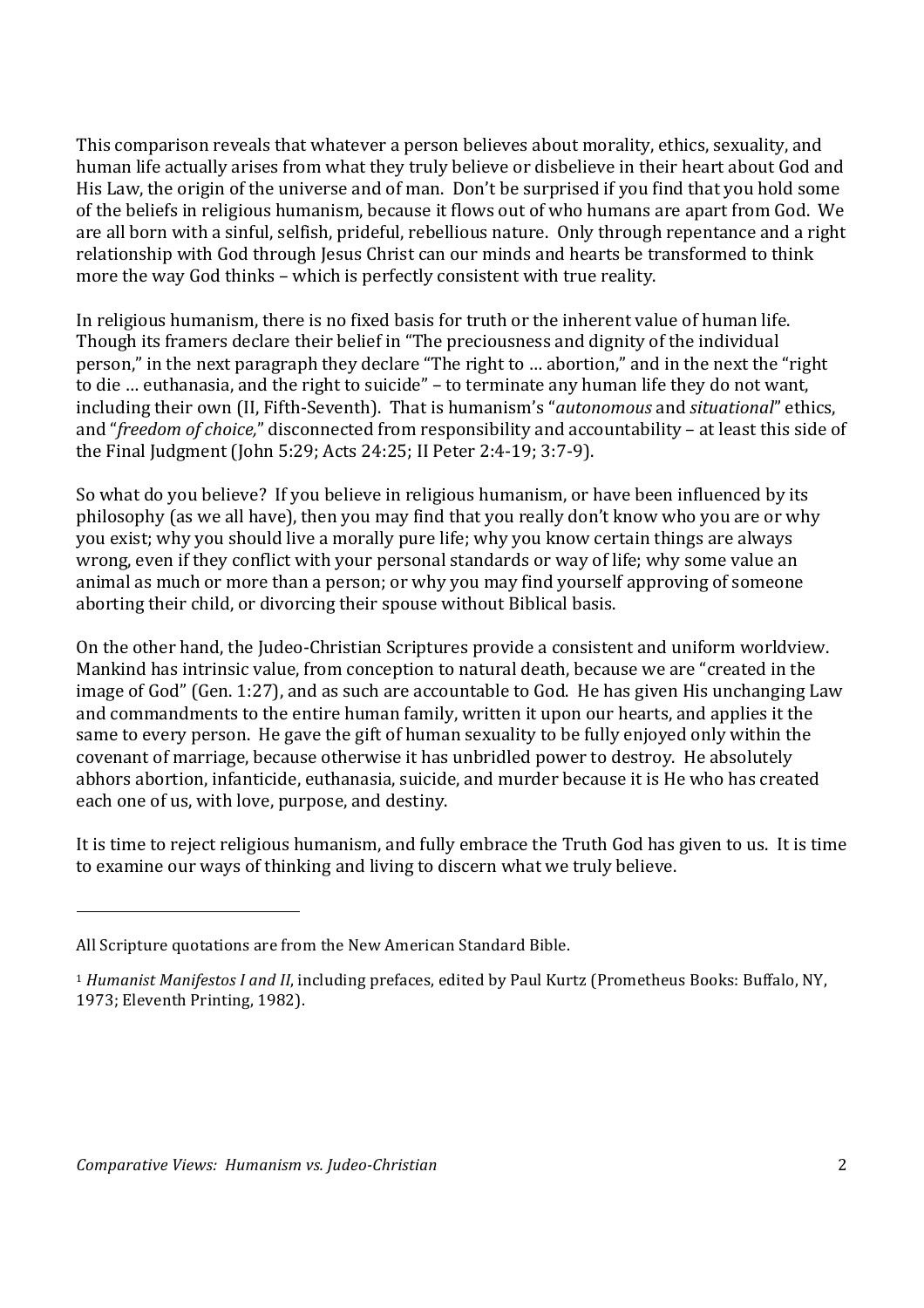This comparison reveals that whatever a person believes about morality, ethics, sexuality, and human life actually arises from what they truly believe or disbelieve in their heart about God and His Law, the origin of the universe and of man. Don't be surprised if you find that you hold some of the beliefs in religious humanism, because it flows out of who humans are apart from God. We are all born with a sinful, selfish, prideful, rebellious nature. Only through repentance and a right relationship with God through Jesus Christ can our minds and hearts be transformed to think more the way God thinks – which is perfectly consistent with true reality.

In religious humanism, there is no fixed basis for truth or the inherent value of human life. Though its framers declare their belief in "The preciousness and dignity of the individual person," in the next paragraph they declare "The right to … abortion," and in the next the "right to die … euthanasia, and the right to suicide" – to terminate any human life they do not want, including their own (II, Fifth-Seventh). That is humanism's "*autonomous* and *situational*" ethics, and "*freedom of choice,*" disconnected from responsibility and accountability – at least this side of the Final Judgment (John 5:29; Acts 24:25; II Peter 2:4-19; 3:7-9).

So what do you believe? If you believe in religious humanism, or have been influenced by its philosophy (as we all have), then you may find that you really don't know who you are or why you exist; why you should live a morally pure life; why you know certain things are always wrong, even if they conflict with your personal standards or way of life; why some value an animal as much or more than a person; or why you may find yourself approving of someone aborting their child, or divorcing their spouse without Biblical basis.

On the other hand, the Judeo-Christian Scriptures provide a consistent and uniform worldview. Mankind has intrinsic value, from conception to natural death, because we are "created in the image of God" (Gen. 1:27), and as such are accountable to God. He has given His unchanging Law and commandments to the entire human family, written it upon our hearts, and applies it the same to every person. He gave the gift of human sexuality to be fully enjoyed only within the covenant of marriage, because otherwise it has unbridled power to destroy. He absolutely abhors abortion, infanticide, euthanasia, suicide, and murder because it is He who has created each one of us, with love, purpose, and destiny.

It is time to reject religious humanism, and fully embrace the Truth God has given to us. It is time to examine our ways of thinking and living to discern what we truly believe.

---

All Scripture quotations are from the New American Standard Bible.

[1] *Humanist Manifestos I and II*, including prefaces, edited by Paul Kurtz (Prometheus Books: Buffalo, NY, 1973; Eleventh Printing, 1982).